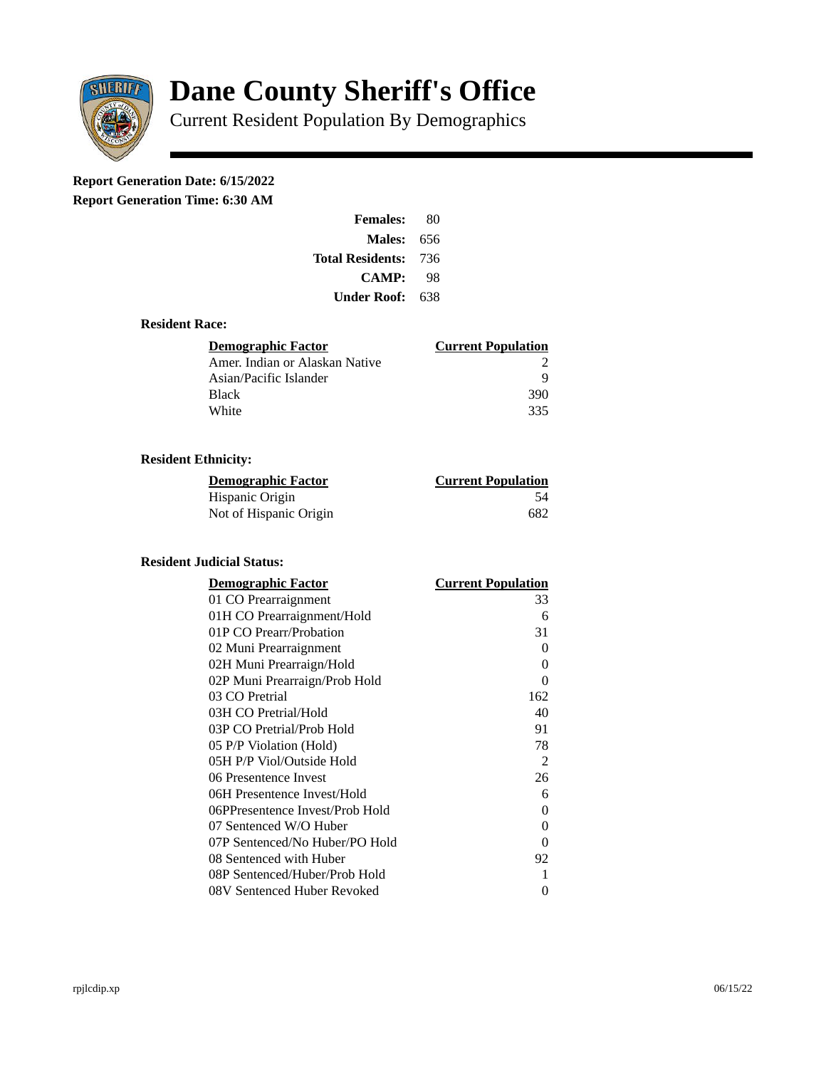# Dane County Sheriff's Office

## Current Resident Population By Demographics

**Report Generation Date: 6/15/2022**

**Report Generation Time: 6:30 AM**

| | |
|---|---|
| **Females:** | 80 |
| **Males:** | 656 |
| **Total Residents:** | 736 |
| **CAMP:** | 98 |
| **Under Roof:** | 638 |

### Resident Race:

| Demographic Factor | Current Population |
|---|---|
| Amer. Indian or Alaskan Native | 2 |
| Asian/Pacific Islander | 9 |
| Black | 390 |
| White | 335 |

### Resident Ethnicity:

| Demographic Factor | Current Population |
|---|---|
| Hispanic Origin | 54 |
| Not of Hispanic Origin | 682 |

### Resident Judicial Status:

| Demographic Factor | Current Population |
|---|---|
| 01 CO Prearraignment | 33 |
| 01H CO Prearraignment/Hold | 6 |
| 01P CO Prearr/Probation | 31 |
| 02 Muni Prearraignment | 0 |
| 02H Muni Prearraign/Hold | 0 |
| 02P Muni Prearraign/Prob Hold | 0 |
| 03 CO Pretrial | 162 |
| 03H CO Pretrial/Hold | 40 |
| 03P CO Pretrial/Prob Hold | 91 |
| 05 P/P Violation (Hold) | 78 |
| 05H P/P Viol/Outside Hold | 2 |
| 06 Presentence Invest | 26 |
| 06H Presentence Invest/Hold | 6 |
| 06PPresentence Invest/Prob Hold | 0 |
| 07 Sentenced W/O Huber | 0 |
| 07P Sentenced/No Huber/PO Hold | 0 |
| 08 Sentenced with Huber | 92 |
| 08P Sentenced/Huber/Prob Hold | 1 |
| 08V Sentenced Huber Revoked | 0 |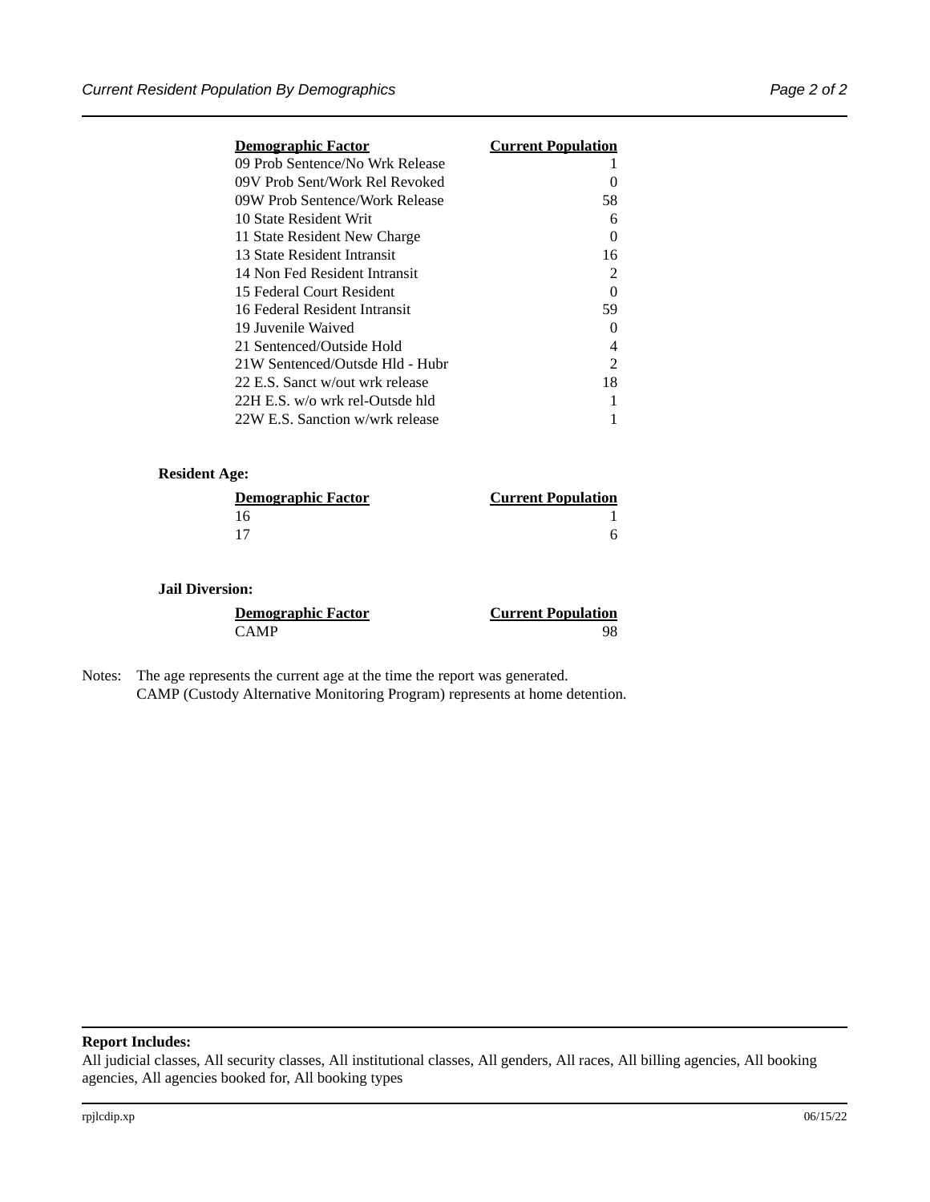| Demographic Factor | Current Population |
|---|---|
| 09 Prob Sentence/No Wrk Release | 1 |
| 09V Prob Sent/Work Rel Revoked | 0 |
| 09W Prob Sentence/Work Release | 58 |
| 10 State Resident Writ | 6 |
| 11 State Resident New Charge | 0 |
| 13 State Resident Intransit | 16 |
| 14 Non Fed Resident Intransit | 2 |
| 15 Federal Court Resident | 0 |
| 16 Federal Resident Intransit | 59 |
| 19 Juvenile Waived | 0 |
| 21 Sentenced/Outside Hold | 4 |
| 21W Sentenced/Outsde Hld - Hubr | 2 |
| 22 E.S. Sanct w/out wrk release | 18 |
| 22H E.S. w/o wrk rel-Outsde hld | 1 |
| 22W E.S. Sanction w/wrk release | 1 |

**Resident Age:**

| Demographic Factor | Current Population |
|---|---|
| 16 | 1 |
| 17 | 6 |

**Jail Diversion:**

| Demographic Factor | Current Population |
|---|---|
| CAMP | 98 |

Notes: The age represents the current age at the time the report was generated.
CAMP (Custody Alternative Monitoring Program) represents at home detention.

**Report Includes:**

All judicial classes, All security classes, All institutional classes, All genders, All races, All billing agencies, All booking agencies, All agencies booked for, All booking types

rpjlcdip.xp 06/15/22